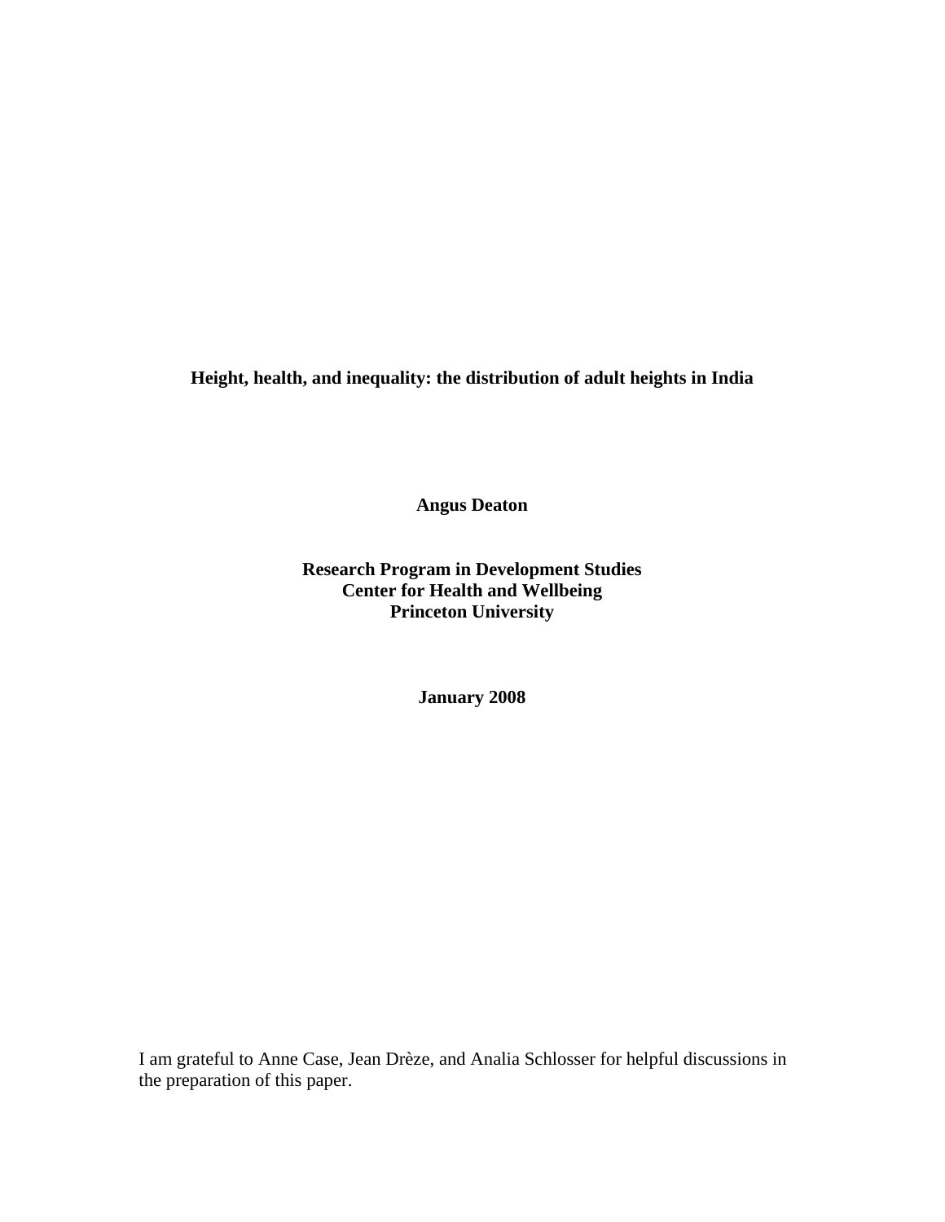# Height, health, and inequality: the distribution of adult heights in India

**Angus Deaton**

**Research Program in Development Studies**
**Center for Health and Wellbeing**
**Princeton University**

**January 2008**

I am grateful to Anne Case, Jean Drèze, and Analia Schlosser for helpful discussions in the preparation of this paper.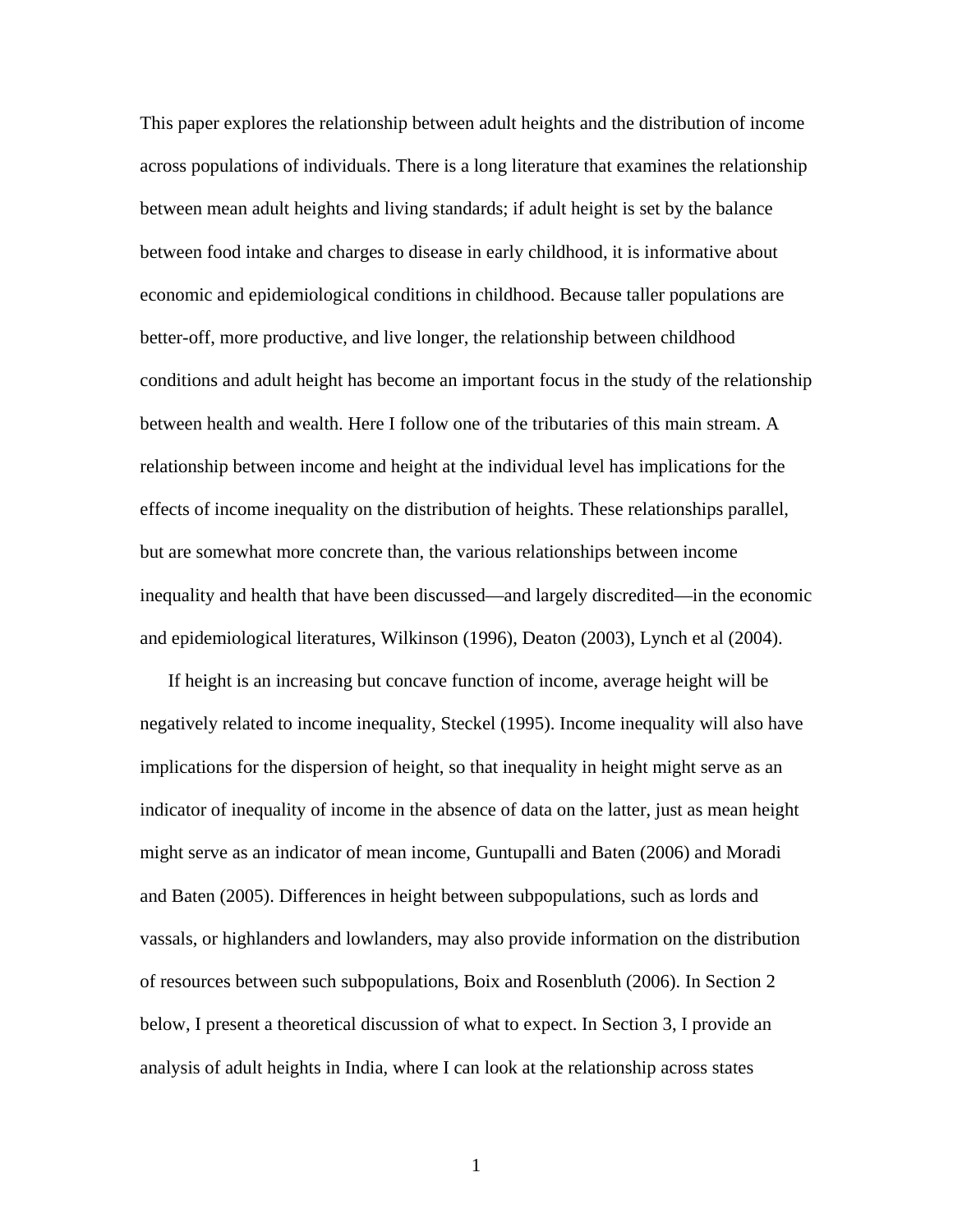This paper explores the relationship between adult heights and the distribution of income across populations of individuals. There is a long literature that examines the relationship between mean adult heights and living standards; if adult height is set by the balance between food intake and charges to disease in early childhood, it is informative about economic and epidemiological conditions in childhood. Because taller populations are better-off, more productive, and live longer, the relationship between childhood conditions and adult height has become an important focus in the study of the relationship between health and wealth. Here I follow one of the tributaries of this main stream. A relationship between income and height at the individual level has implications for the effects of income inequality on the distribution of heights. These relationships parallel, but are somewhat more concrete than, the various relationships between income inequality and health that have been discussed—and largely discredited—in the economic and epidemiological literatures, Wilkinson (1996), Deaton (2003), Lynch et al (2004).

If height is an increasing but concave function of income, average height will be negatively related to income inequality, Steckel (1995). Income inequality will also have implications for the dispersion of height, so that inequality in height might serve as an indicator of inequality of income in the absence of data on the latter, just as mean height might serve as an indicator of mean income, Guntupalli and Baten (2006) and Moradi and Baten (2005). Differences in height between subpopulations, such as lords and vassals, or highlanders and lowlanders, may also provide information on the distribution of resources between such subpopulations, Boix and Rosenbluth (2006). In Section 2 below, I present a theoretical discussion of what to expect. In Section 3, I provide an analysis of adult heights in India, where I can look at the relationship across states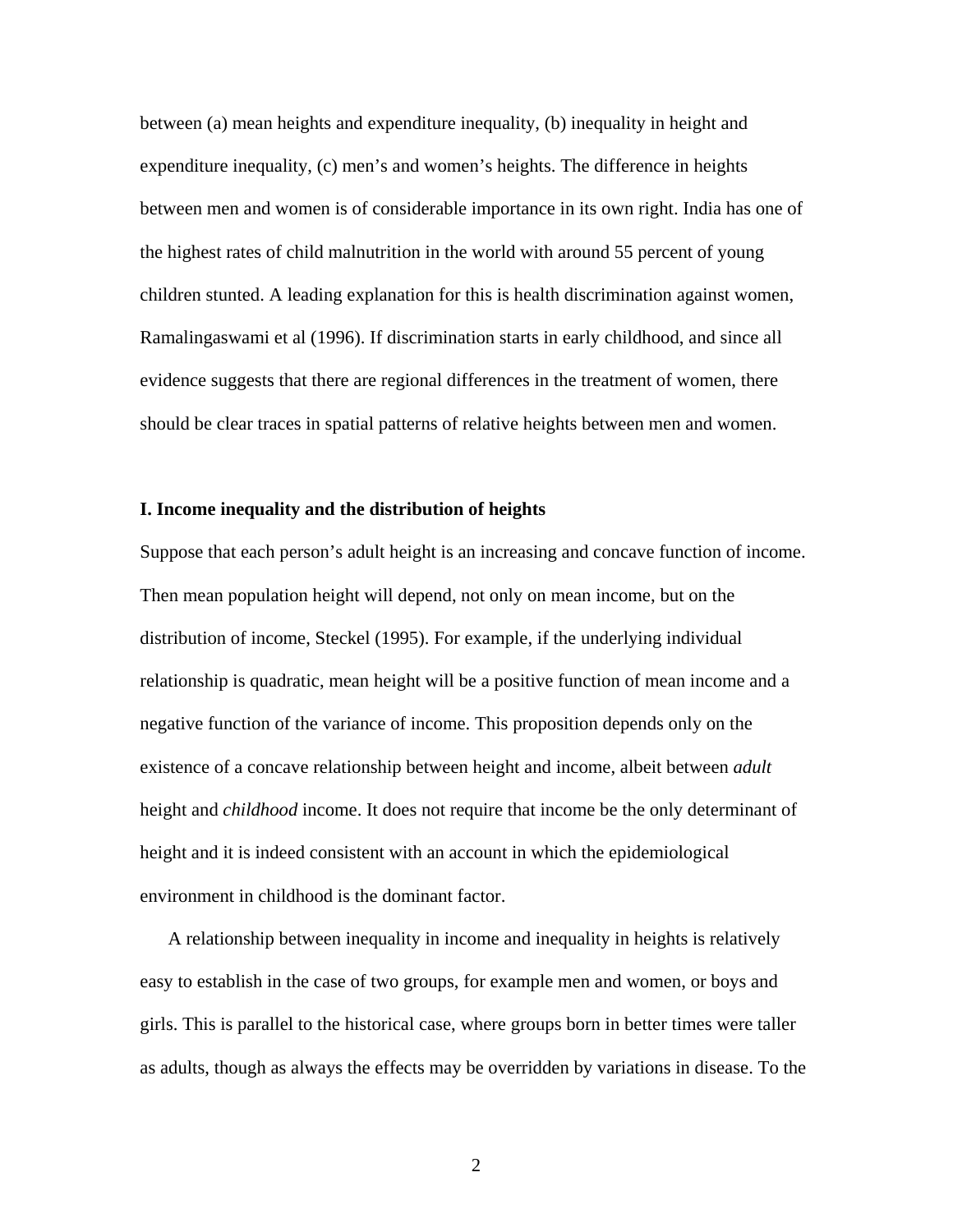between (a) mean heights and expenditure inequality, (b) inequality in height and expenditure inequality, (c) men's and women's heights. The difference in heights between men and women is of considerable importance in its own right. India has one of the highest rates of child malnutrition in the world with around 55 percent of young children stunted. A leading explanation for this is health discrimination against women, Ramalingaswami et al (1996). If discrimination starts in early childhood, and since all evidence suggests that there are regional differences in the treatment of women, there should be clear traces in spatial patterns of relative heights between men and women.

## I. Income inequality and the distribution of heights

Suppose that each person's adult height is an increasing and concave function of income. Then mean population height will depend, not only on mean income, but on the distribution of income, Steckel (1995). For example, if the underlying individual relationship is quadratic, mean height will be a positive function of mean income and a negative function of the variance of income. This proposition depends only on the existence of a concave relationship between height and income, albeit between *adult* height and *childhood* income. It does not require that income be the only determinant of height and it is indeed consistent with an account in which the epidemiological environment in childhood is the dominant factor.

A relationship between inequality in income and inequality in heights is relatively easy to establish in the case of two groups, for example men and women, or boys and girls. This is parallel to the historical case, where groups born in better times were taller as adults, though as always the effects may be overridden by variations in disease. To the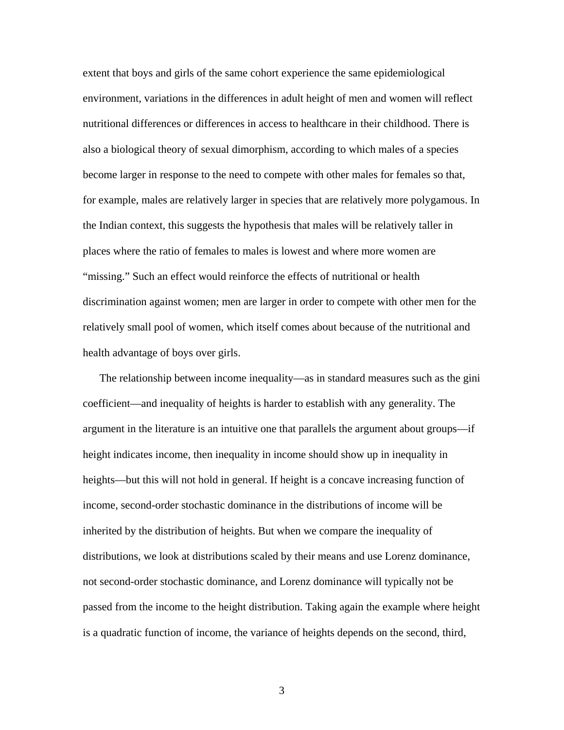extent that boys and girls of the same cohort experience the same epidemiological environment, variations in the differences in adult height of men and women will reflect nutritional differences or differences in access to healthcare in their childhood. There is also a biological theory of sexual dimorphism, according to which males of a species become larger in response to the need to compete with other males for females so that, for example, males are relatively larger in species that are relatively more polygamous. In the Indian context, this suggests the hypothesis that males will be relatively taller in places where the ratio of females to males is lowest and where more women are "missing." Such an effect would reinforce the effects of nutritional or health discrimination against women; men are larger in order to compete with other men for the relatively small pool of women, which itself comes about because of the nutritional and health advantage of boys over girls.

The relationship between income inequality—as in standard measures such as the gini coefficient—and inequality of heights is harder to establish with any generality. The argument in the literature is an intuitive one that parallels the argument about groups—if height indicates income, then inequality in income should show up in inequality in heights—but this will not hold in general. If height is a concave increasing function of income, second-order stochastic dominance in the distributions of income will be inherited by the distribution of heights. But when we compare the inequality of distributions, we look at distributions scaled by their means and use Lorenz dominance, not second-order stochastic dominance, and Lorenz dominance will typically not be passed from the income to the height distribution. Taking again the example where height is a quadratic function of income, the variance of heights depends on the second, third,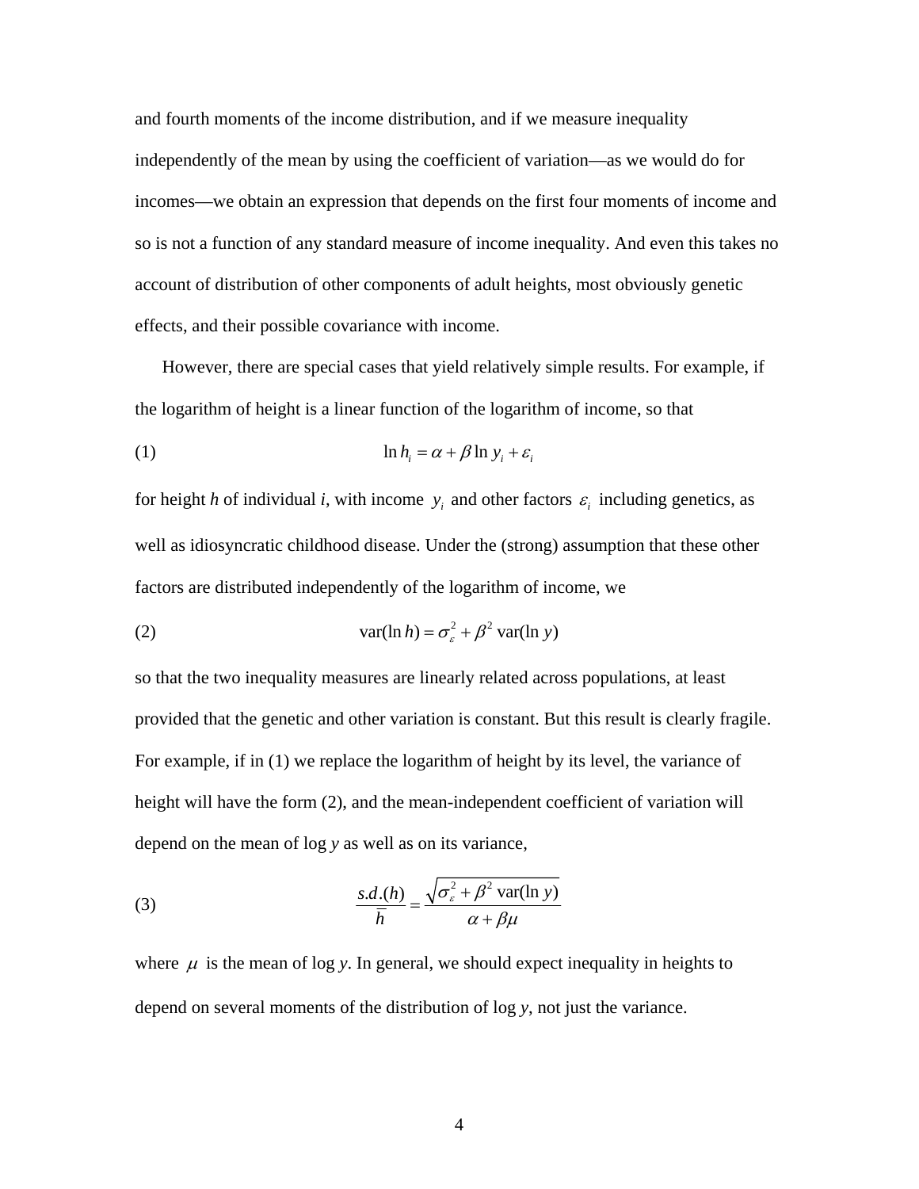and fourth moments of the income distribution, and if we measure inequality independently of the mean by using the coefficient of variation—as we would do for incomes—we obtain an expression that depends on the first four moments of income and so is not a function of any standard measure of income inequality. And even this takes no account of distribution of other components of adult heights, most obviously genetic effects, and their possible covariance with income.

However, there are special cases that yield relatively simple results. For example, if the logarithm of height is a linear function of the logarithm of income, so that

$$\ln h_i = \alpha + \beta \ln y_i + \varepsilon_i \tag{1}$$

for height *h* of individual *i*, with income $y_i$ and other factors $\varepsilon_i$ including genetics, as well as idiosyncratic childhood disease. Under the (strong) assumption that these other factors are distributed independently of the logarithm of income, we

$$\text{var}(\ln h) = \sigma_\varepsilon^2 + \beta^2 \,\text{var}(\ln y) \tag{2}$$

so that the two inequality measures are linearly related across populations, at least provided that the genetic and other variation is constant. But this result is clearly fragile. For example, if in (1) we replace the logarithm of height by its level, the variance of height will have the form (2), and the mean-independent coefficient of variation will depend on the mean of log *y* as well as on its variance,

$$\frac{s.d.(h)}{\bar{h}} = \frac{\sqrt{\sigma_\varepsilon^2 + \beta^2 \,\text{var}(\ln y)}}{\alpha + \beta\mu} \tag{3}$$

where $\mu$ is the mean of log *y*. In general, we should expect inequality in heights to depend on several moments of the distribution of log *y*, not just the variance.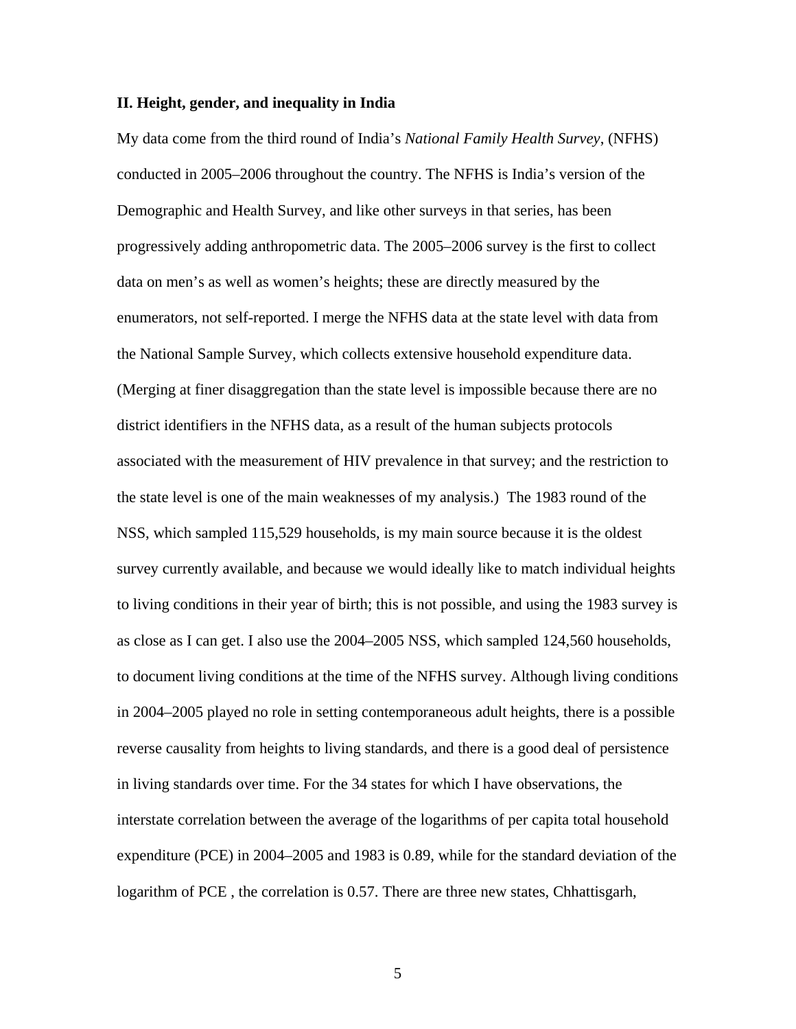## II. Height, gender, and inequality in India

My data come from the third round of India's *National Family Health Survey*, (NFHS) conducted in 2005–2006 throughout the country. The NFHS is India's version of the Demographic and Health Survey, and like other surveys in that series, has been progressively adding anthropometric data. The 2005–2006 survey is the first to collect data on men's as well as women's heights; these are directly measured by the enumerators, not self-reported. I merge the NFHS data at the state level with data from the National Sample Survey, which collects extensive household expenditure data. (Merging at finer disaggregation than the state level is impossible because there are no district identifiers in the NFHS data, as a result of the human subjects protocols associated with the measurement of HIV prevalence in that survey; and the restriction to the state level is one of the main weaknesses of my analysis.) The 1983 round of the NSS, which sampled 115,529 households, is my main source because it is the oldest survey currently available, and because we would ideally like to match individual heights to living conditions in their year of birth; this is not possible, and using the 1983 survey is as close as I can get. I also use the 2004–2005 NSS, which sampled 124,560 households, to document living conditions at the time of the NFHS survey. Although living conditions in 2004–2005 played no role in setting contemporaneous adult heights, there is a possible reverse causality from heights to living standards, and there is a good deal of persistence in living standards over time. For the 34 states for which I have observations, the interstate correlation between the average of the logarithms of per capita total household expenditure (PCE) in 2004–2005 and 1983 is 0.89, while for the standard deviation of the logarithm of PCE , the correlation is 0.57. There are three new states, Chhattisgarh,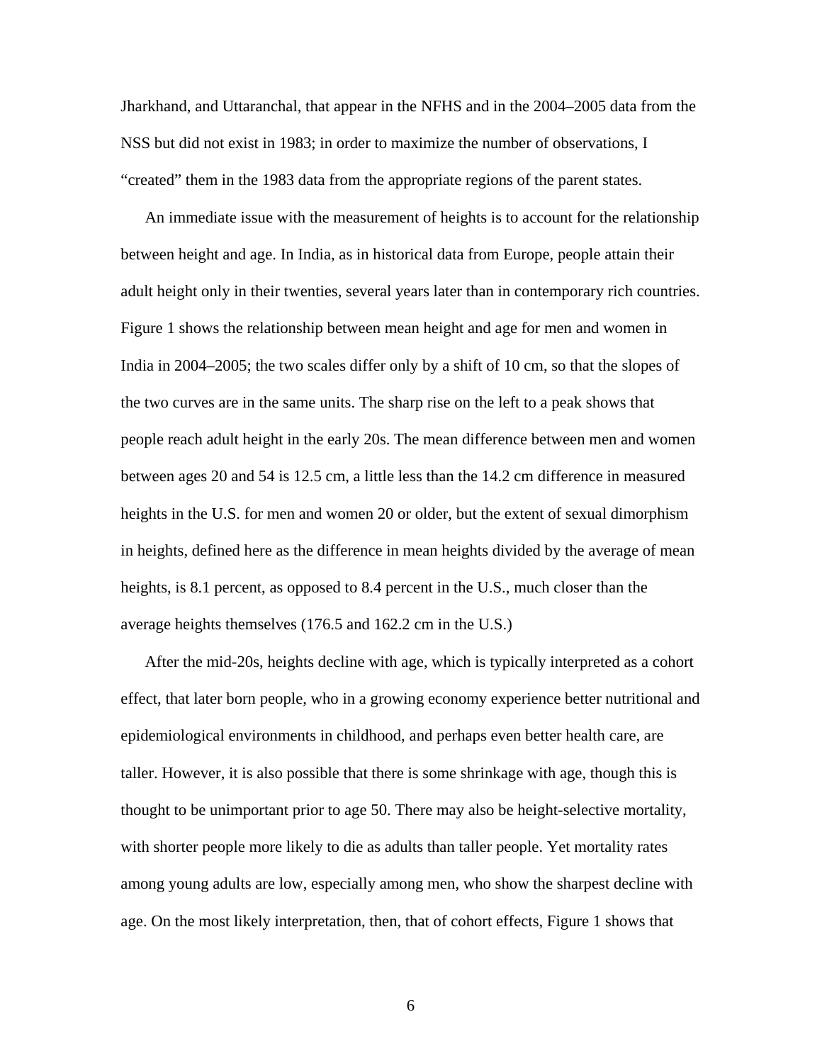Jharkhand, and Uttaranchal, that appear in the NFHS and in the 2004–2005 data from the NSS but did not exist in 1983; in order to maximize the number of observations, I "created" them in the 1983 data from the appropriate regions of the parent states.

An immediate issue with the measurement of heights is to account for the relationship between height and age. In India, as in historical data from Europe, people attain their adult height only in their twenties, several years later than in contemporary rich countries. Figure 1 shows the relationship between mean height and age for men and women in India in 2004–2005; the two scales differ only by a shift of 10 cm, so that the slopes of the two curves are in the same units. The sharp rise on the left to a peak shows that people reach adult height in the early 20s. The mean difference between men and women between ages 20 and 54 is 12.5 cm, a little less than the 14.2 cm difference in measured heights in the U.S. for men and women 20 or older, but the extent of sexual dimorphism in heights, defined here as the difference in mean heights divided by the average of mean heights, is 8.1 percent, as opposed to 8.4 percent in the U.S., much closer than the average heights themselves (176.5 and 162.2 cm in the U.S.)

After the mid-20s, heights decline with age, which is typically interpreted as a cohort effect, that later born people, who in a growing economy experience better nutritional and epidemiological environments in childhood, and perhaps even better health care, are taller. However, it is also possible that there is some shrinkage with age, though this is thought to be unimportant prior to age 50. There may also be height-selective mortality, with shorter people more likely to die as adults than taller people. Yet mortality rates among young adults are low, especially among men, who show the sharpest decline with age. On the most likely interpretation, then, that of cohort effects, Figure 1 shows that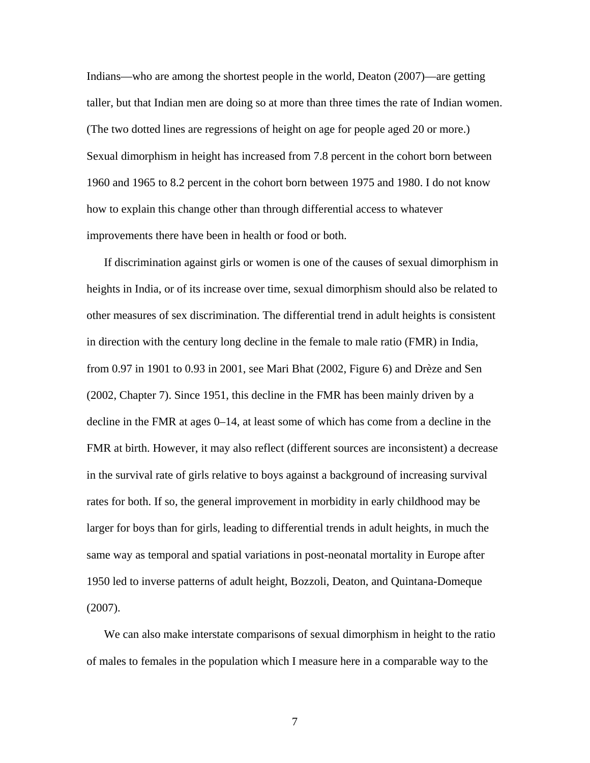Indians—who are among the shortest people in the world, Deaton (2007)—are getting taller, but that Indian men are doing so at more than three times the rate of Indian women. (The two dotted lines are regressions of height on age for people aged 20 or more.) Sexual dimorphism in height has increased from 7.8 percent in the cohort born between 1960 and 1965 to 8.2 percent in the cohort born between 1975 and 1980. I do not know how to explain this change other than through differential access to whatever improvements there have been in health or food or both.

If discrimination against girls or women is one of the causes of sexual dimorphism in heights in India, or of its increase over time, sexual dimorphism should also be related to other measures of sex discrimination. The differential trend in adult heights is consistent in direction with the century long decline in the female to male ratio (FMR) in India, from 0.97 in 1901 to 0.93 in 2001, see Mari Bhat (2002, Figure 6) and Drèze and Sen (2002, Chapter 7). Since 1951, this decline in the FMR has been mainly driven by a decline in the FMR at ages 0–14, at least some of which has come from a decline in the FMR at birth. However, it may also reflect (different sources are inconsistent) a decrease in the survival rate of girls relative to boys against a background of increasing survival rates for both. If so, the general improvement in morbidity in early childhood may be larger for boys than for girls, leading to differential trends in adult heights, in much the same way as temporal and spatial variations in post-neonatal mortality in Europe after 1950 led to inverse patterns of adult height, Bozzoli, Deaton, and Quintana-Domeque (2007).

We can also make interstate comparisons of sexual dimorphism in height to the ratio of males to females in the population which I measure here in a comparable way to the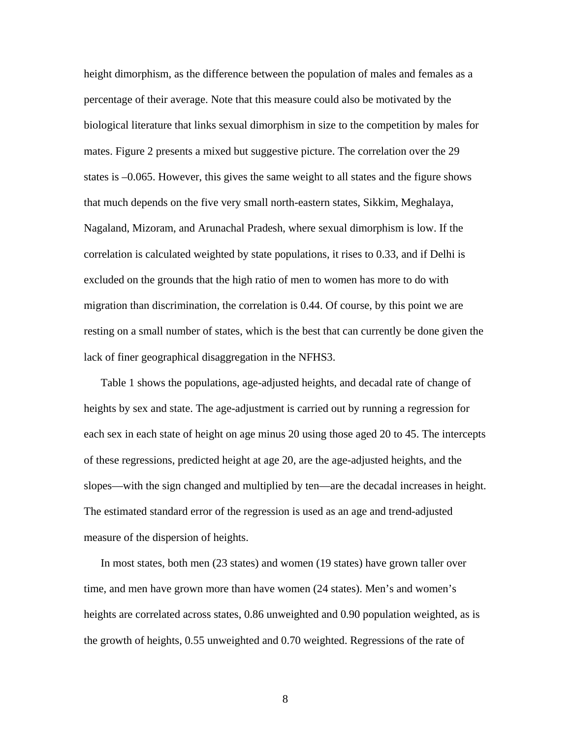height dimorphism, as the difference between the population of males and females as a percentage of their average. Note that this measure could also be motivated by the biological literature that links sexual dimorphism in size to the competition by males for mates. Figure 2 presents a mixed but suggestive picture. The correlation over the 29 states is –0.065. However, this gives the same weight to all states and the figure shows that much depends on the five very small north-eastern states, Sikkim, Meghalaya, Nagaland, Mizoram, and Arunachal Pradesh, where sexual dimorphism is low. If the correlation is calculated weighted by state populations, it rises to 0.33, and if Delhi is excluded on the grounds that the high ratio of men to women has more to do with migration than discrimination, the correlation is 0.44. Of course, by this point we are resting on a small number of states, which is the best that can currently be done given the lack of finer geographical disaggregation in the NFHS3.

Table 1 shows the populations, age-adjusted heights, and decadal rate of change of heights by sex and state. The age-adjustment is carried out by running a regression for each sex in each state of height on age minus 20 using those aged 20 to 45. The intercepts of these regressions, predicted height at age 20, are the age-adjusted heights, and the slopes—with the sign changed and multiplied by ten—are the decadal increases in height. The estimated standard error of the regression is used as an age and trend-adjusted measure of the dispersion of heights.

In most states, both men (23 states) and women (19 states) have grown taller over time, and men have grown more than have women (24 states). Men's and women's heights are correlated across states, 0.86 unweighted and 0.90 population weighted, as is the growth of heights, 0.55 unweighted and 0.70 weighted. Regressions of the rate of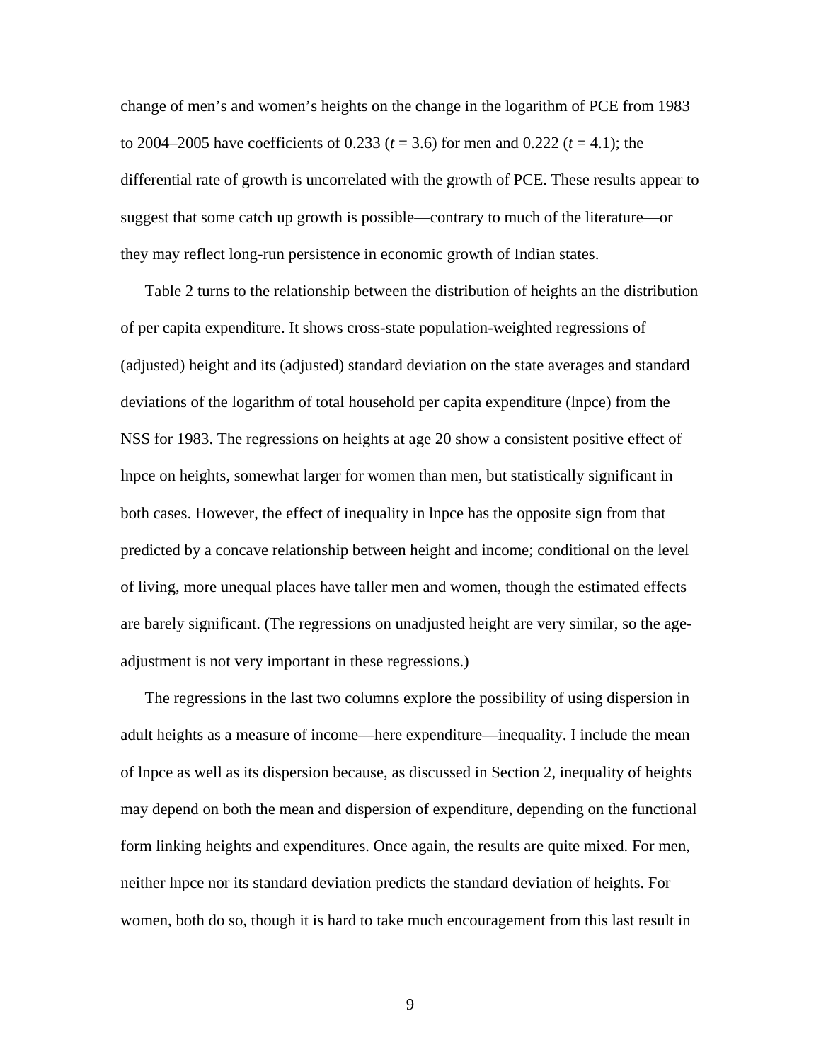change of men's and women's heights on the change in the logarithm of PCE from 1983 to 2004–2005 have coefficients of 0.233 ($t = 3.6$) for men and 0.222 ($t = 4.1$); the differential rate of growth is uncorrelated with the growth of PCE. These results appear to suggest that some catch up growth is possible—contrary to much of the literature—or they may reflect long-run persistence in economic growth of Indian states.

Table 2 turns to the relationship between the distribution of heights an the distribution of per capita expenditure. It shows cross-state population-weighted regressions of (adjusted) height and its (adjusted) standard deviation on the state averages and standard deviations of the logarithm of total household per capita expenditure (lnpce) from the NSS for 1983. The regressions on heights at age 20 show a consistent positive effect of lnpce on heights, somewhat larger for women than men, but statistically significant in both cases. However, the effect of inequality in lnpce has the opposite sign from that predicted by a concave relationship between height and income; conditional on the level of living, more unequal places have taller men and women, though the estimated effects are barely significant. (The regressions on unadjusted height are very similar, so the age-adjustment is not very important in these regressions.)

The regressions in the last two columns explore the possibility of using dispersion in adult heights as a measure of income—here expenditure—inequality. I include the mean of lnpce as well as its dispersion because, as discussed in Section 2, inequality of heights may depend on both the mean and dispersion of expenditure, depending on the functional form linking heights and expenditures. Once again, the results are quite mixed. For men, neither lnpce nor its standard deviation predicts the standard deviation of heights. For women, both do so, though it is hard to take much encouragement from this last result in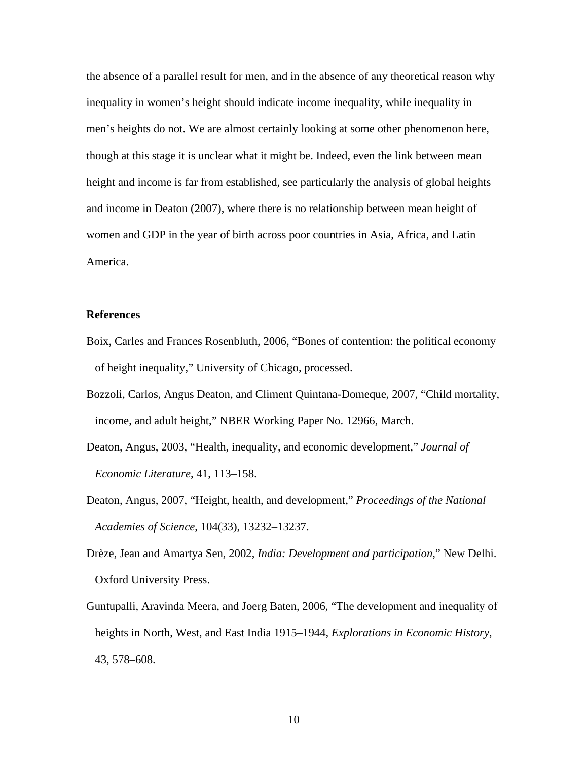the absence of a parallel result for men, and in the absence of any theoretical reason why inequality in women's height should indicate income inequality, while inequality in men's heights do not. We are almost certainly looking at some other phenomenon here, though at this stage it is unclear what it might be. Indeed, even the link between mean height and income is far from established, see particularly the analysis of global heights and income in Deaton (2007), where there is no relationship between mean height of women and GDP in the year of birth across poor countries in Asia, Africa, and Latin America.

**References**

Boix, Carles and Frances Rosenbluth, 2006, "Bones of contention: the political economy of height inequality," University of Chicago, processed.

Bozzoli, Carlos, Angus Deaton, and Climent Quintana-Domeque, 2007, "Child mortality, income, and adult height," NBER Working Paper No. 12966, March.

Deaton, Angus, 2003, "Health, inequality, and economic development," *Journal of Economic Literature*, 41, 113–158.

Deaton, Angus, 2007, "Height, health, and development," *Proceedings of the National Academies of Science*, 104(33), 13232–13237.

Drèze, Jean and Amartya Sen, 2002, *India: Development and participation*," New Delhi. Oxford University Press.

Guntupalli, Aravinda Meera, and Joerg Baten, 2006, "The development and inequality of heights in North, West, and East India 1915–1944, *Explorations in Economic History*, 43, 578–608.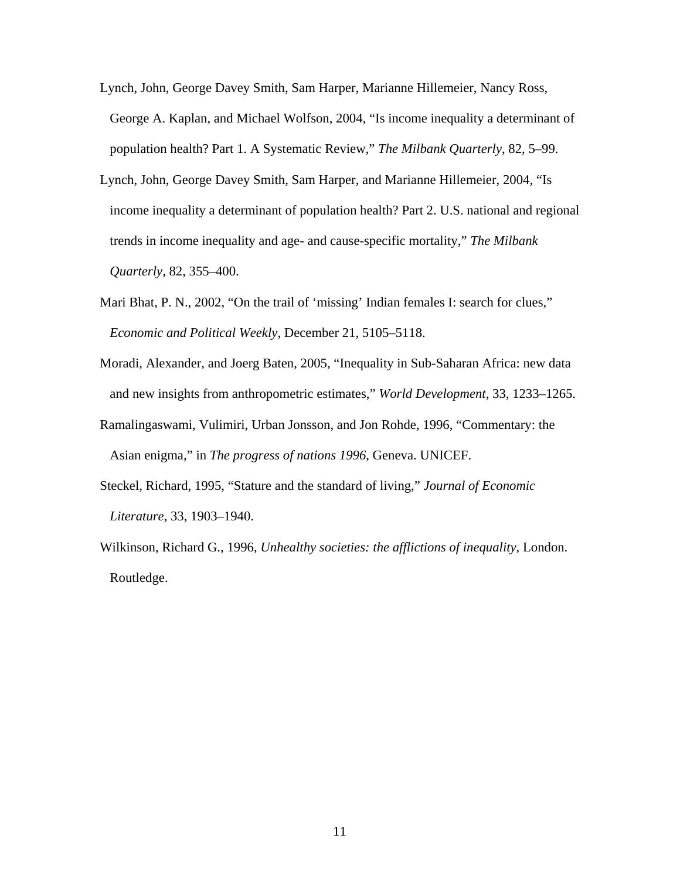Lynch, John, George Davey Smith, Sam Harper, Marianne Hillemeier, Nancy Ross, George A. Kaplan, and Michael Wolfson, 2004, "Is income inequality a determinant of population health? Part 1. A Systematic Review," *The Milbank Quarterly*, 82, 5–99.

Lynch, John, George Davey Smith, Sam Harper, and Marianne Hillemeier, 2004, "Is income inequality a determinant of population health? Part 2. U.S. national and regional trends in income inequality and age- and cause-specific mortality," *The Milbank Quarterly*, 82, 355–400.

Mari Bhat, P. N., 2002, "On the trail of 'missing' Indian females I: search for clues," *Economic and Political Weekly*, December 21, 5105–5118.

Moradi, Alexander, and Joerg Baten, 2005, "Inequality in Sub-Saharan Africa: new data and new insights from anthropometric estimates," *World Development*, 33, 1233–1265.

Ramalingaswami, Vulimiri, Urban Jonsson, and Jon Rohde, 1996, "Commentary: the Asian enigma," in *The progress of nations 1996*, Geneva. UNICEF.

Steckel, Richard, 1995, "Stature and the standard of living," *Journal of Economic Literature*, 33, 1903–1940.

Wilkinson, Richard G., 1996, *Unhealthy societies: the afflictions of inequality*, London. Routledge.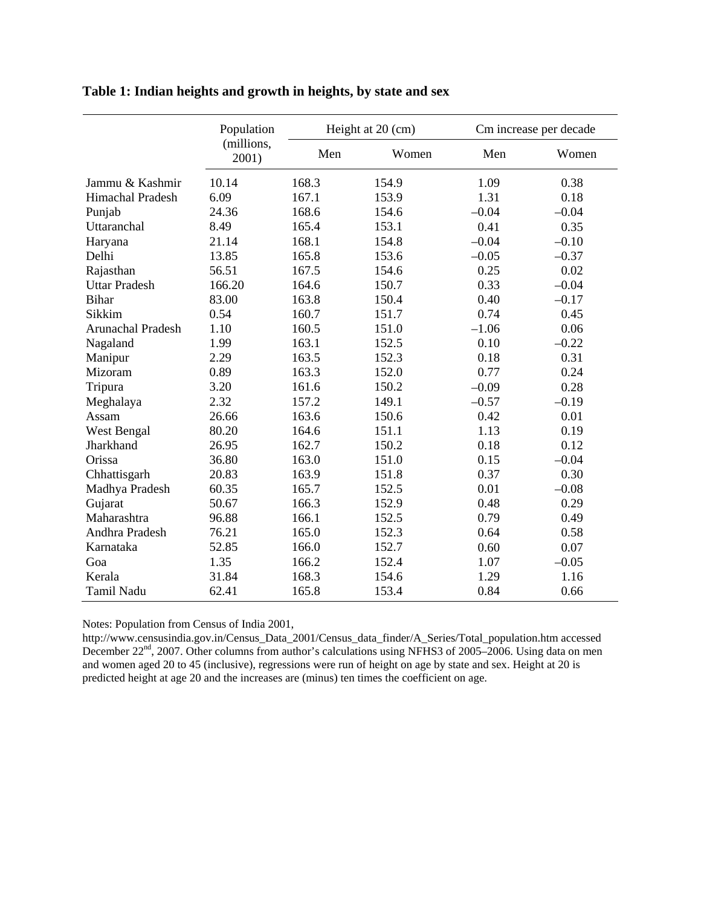**Table 1: Indian heights and growth in heights, by state and sex**

| | Population (millions, 2001) | Height at 20 (cm) | | Cm increase per decade | |
|---|---|---|---|---|---|
| | | Men | Women | Men | Women |
| Jammu & Kashmir | 10.14 | 168.3 | 154.9 | 1.09 | 0.38 |
| Himachal Pradesh | 6.09 | 167.1 | 153.9 | 1.31 | 0.18 |
| Punjab | 24.36 | 168.6 | 154.6 | –0.04 | –0.04 |
| Uttaranchal | 8.49 | 165.4 | 153.1 | 0.41 | 0.35 |
| Haryana | 21.14 | 168.1 | 154.8 | –0.04 | –0.10 |
| Delhi | 13.85 | 165.8 | 153.6 | –0.05 | –0.37 |
| Rajasthan | 56.51 | 167.5 | 154.6 | 0.25 | 0.02 |
| Uttar Pradesh | 166.20 | 164.6 | 150.7 | 0.33 | –0.04 |
| Bihar | 83.00 | 163.8 | 150.4 | 0.40 | –0.17 |
| Sikkim | 0.54 | 160.7 | 151.7 | 0.74 | 0.45 |
| Arunachal Pradesh | 1.10 | 160.5 | 151.0 | –1.06 | 0.06 |
| Nagaland | 1.99 | 163.1 | 152.5 | 0.10 | –0.22 |
| Manipur | 2.29 | 163.5 | 152.3 | 0.18 | 0.31 |
| Mizoram | 0.89 | 163.3 | 152.0 | 0.77 | 0.24 |
| Tripura | 3.20 | 161.6 | 150.2 | –0.09 | 0.28 |
| Meghalaya | 2.32 | 157.2 | 149.1 | –0.57 | –0.19 |
| Assam | 26.66 | 163.6 | 150.6 | 0.42 | 0.01 |
| West Bengal | 80.20 | 164.6 | 151.1 | 1.13 | 0.19 |
| Jharkhand | 26.95 | 162.7 | 150.2 | 0.18 | 0.12 |
| Orissa | 36.80 | 163.0 | 151.0 | 0.15 | –0.04 |
| Chhattisgarh | 20.83 | 163.9 | 151.8 | 0.37 | 0.30 |
| Madhya Pradesh | 60.35 | 165.7 | 152.5 | 0.01 | –0.08 |
| Gujarat | 50.67 | 166.3 | 152.9 | 0.48 | 0.29 |
| Maharashtra | 96.88 | 166.1 | 152.5 | 0.79 | 0.49 |
| Andhra Pradesh | 76.21 | 165.0 | 152.3 | 0.64 | 0.58 |
| Karnataka | 52.85 | 166.0 | 152.7 | 0.60 | 0.07 |
| Goa | 1.35 | 166.2 | 152.4 | 1.07 | –0.05 |
| Kerala | 31.84 | 168.3 | 154.6 | 1.29 | 1.16 |
| Tamil Nadu | 62.41 | 165.8 | 153.4 | 0.84 | 0.66 |

Notes: Population from Census of India 2001, http://www.censusindia.gov.in/Census_Data_2001/Census_data_finder/A_Series/Total_population.htm accessed December 22nd, 2007. Other columns from author's calculations using NFHS3 of 2005–2006. Using data on men and women aged 20 to 45 (inclusive), regressions were run of height on age by state and sex. Height at 20 is predicted height at age 20 and the increases are (minus) ten times the coefficient on age.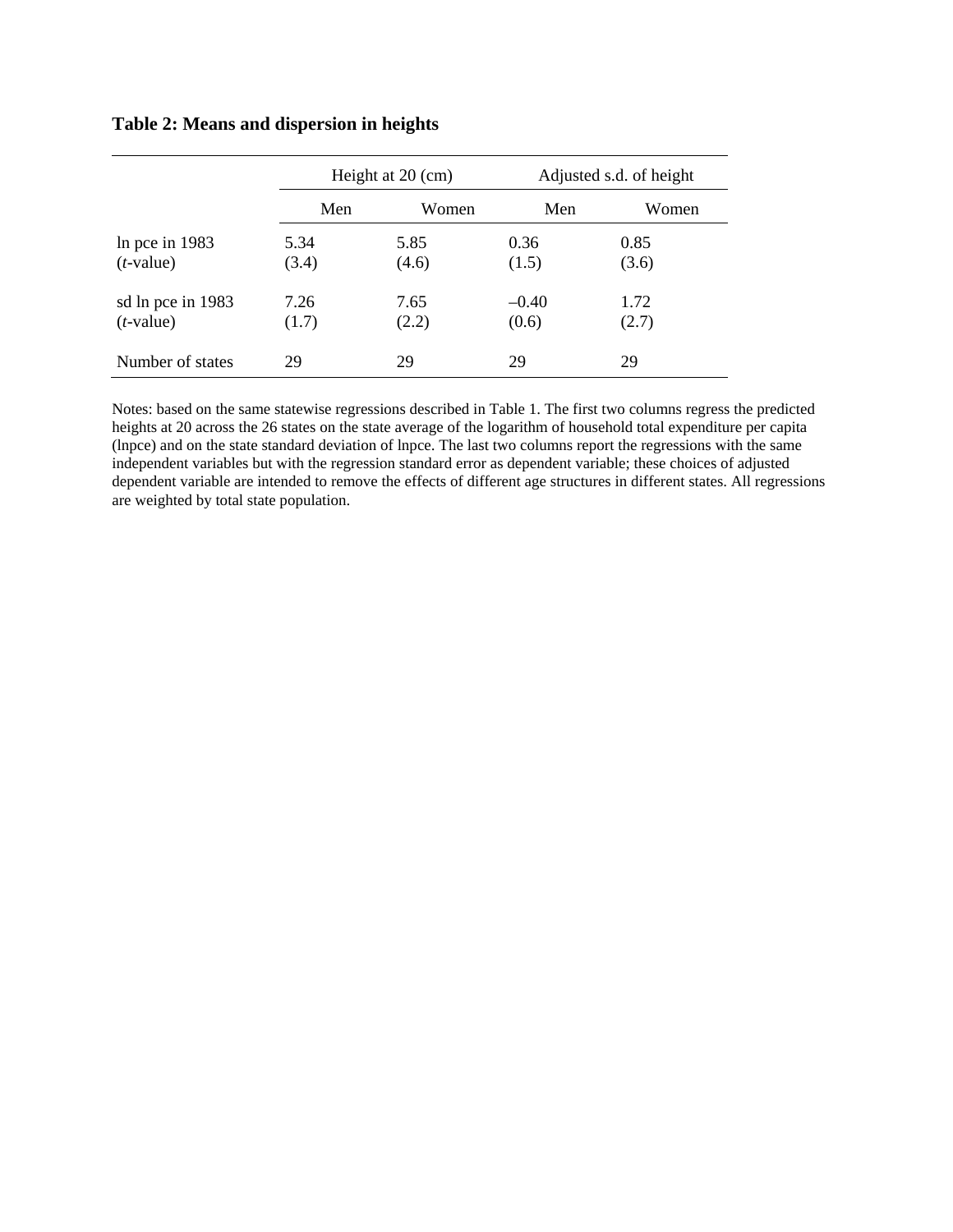**Table 2: Means and dispersion in heights**

| | Height at 20 (cm) | | Adjusted s.d. of height | |
|---|---|---|---|---|
| | Men | Women | Men | Women |
| ln pce in 1983 | 5.34 | 5.85 | 0.36 | 0.85 |
| (*t*-value) | (3.4) | (4.6) | (1.5) | (3.6) |
| sd ln pce in 1983 | 7.26 | 7.65 | –0.40 | 1.72 |
| (*t*-value) | (1.7) | (2.2) | (0.6) | (2.7) |
| Number of states | 29 | 29 | 29 | 29 |

Notes: based on the same statewise regressions described in Table 1. The first two columns regress the predicted heights at 20 across the 26 states on the state average of the logarithm of household total expenditure per capita (lnpce) and on the state standard deviation of lnpce. The last two columns report the regressions with the same independent variables but with the regression standard error as dependent variable; these choices of adjusted dependent variable are intended to remove the effects of different age structures in different states. All regressions are weighted by total state population.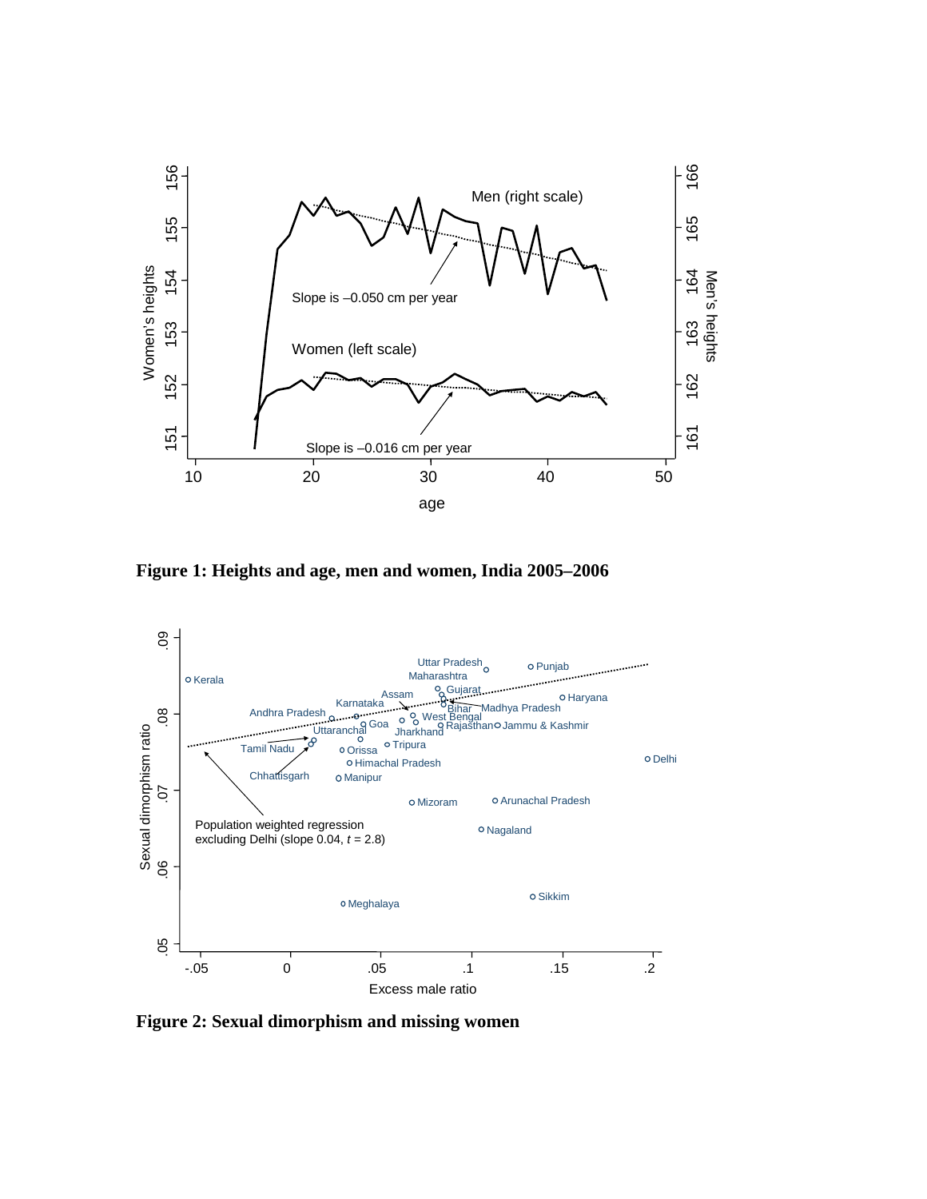Women's heights

156
155
154
153
152
151

Men's heights

166
165
164
163
162
161

Men (right scale)

Slope is –0.050 cm per year

Women (left scale)

Slope is –0.016 cm per year

10
20
30
40
50

age

**Figure 1: Heights and age, men and women, India 2005–2006**

Sexual dimorphism ratio

.09
.08
.07
.06
.05

Kerala
Uttar Pradesh
Punjab
Maharashtra
Gujarat
Haryana
Assam
Karnataka
Bihar
Madhya Pradesh
Andhra Pradesh
West Bengal
Goa
Rajasthan
Jammu & Kashmir
Uttaranchal
Jharkhand
Tamil Nadu
Orissa
Tripura
Delhi
Himachal Pradesh
Chhattisgarh
Manipur
Mizoram
Arunachal Pradesh
Nagaland
Sikkim
Meghalaya

Population weighted regression
excluding Delhi (slope 0.04, $t$ = 2.8)

-.05
0
.05
.1
.15
.2

Excess male ratio

**Figure 2: Sexual dimorphism and missing women**